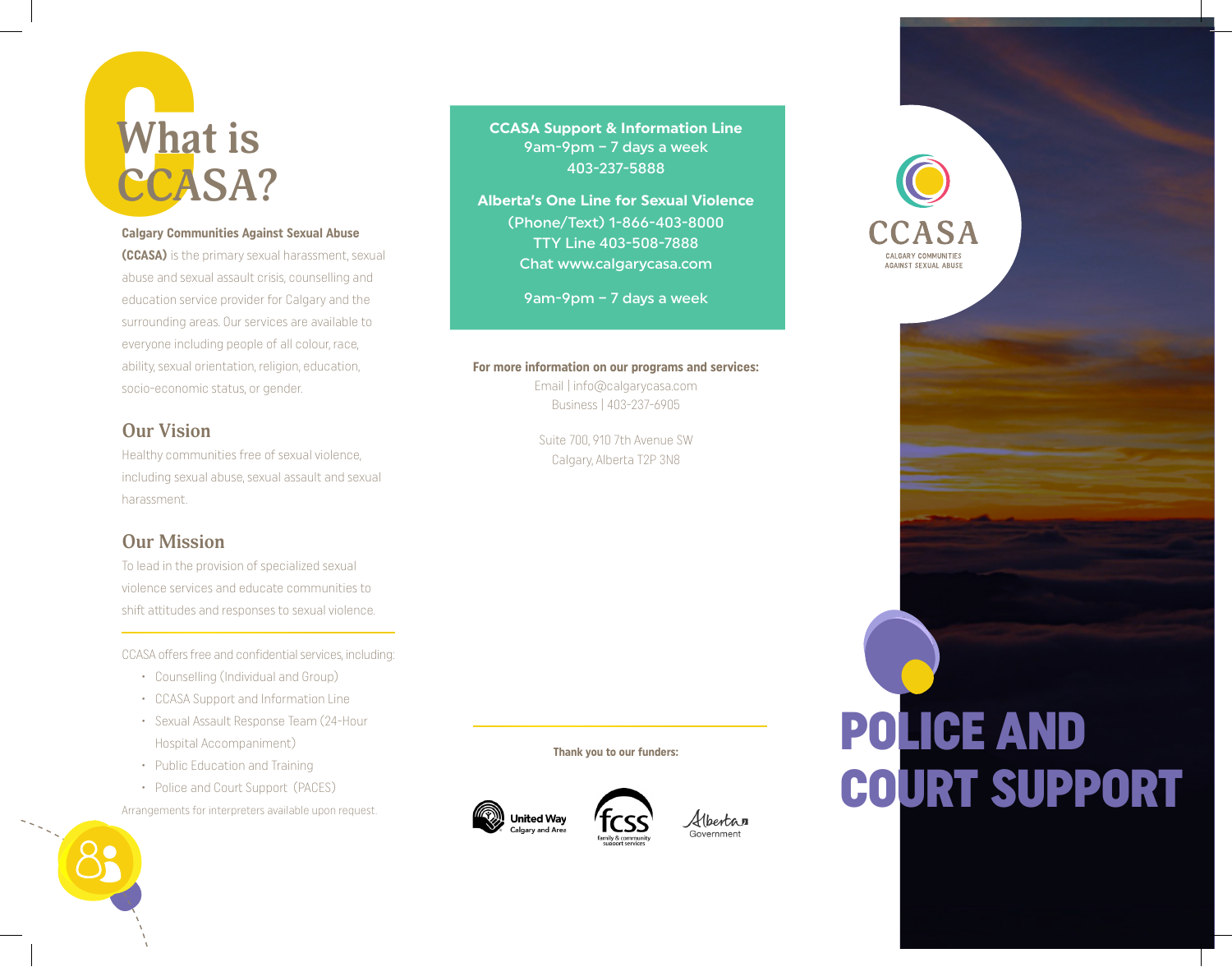# What is CCASA?

**Calgary Communities Against Sexual Abuse (CCASA)** is the primary sexual harassment, sexual abuse and sexual assault crisis, counselling and education service provider for Calgary and the surrounding areas. Our services are available to everyone including people of all colour, race, ability, sexual orientation, religion, education, socio-economic status, or gender.

## Our Vision

Healthy communities free of sexual violence, including sexual abuse, sexual assault and sexual harassment.

## Our Mission

To lead in the provision of specialized sexual violence services and educate communities to shift attitudes and responses to sexual violence.

CCASA offers free and confidential services, including:

- Counselling (Individual and Group)
- CCASA Support and Information Line
- Sexual Assault Response Team (24-Hour Hospital Accompaniment)
- Public Education and Training
- Police and Court Support (PACES)

Arrangements for interpreters available upon request.

**CCASA Support & Information Line**
9am-9pm – 7 days a week
403-237-5888

**Alberta's One Line for Sexual Violence**
(Phone/Text) 1-866-403-8000
TTY Line 403-508-7888
Chat www.calgarycasa.com

9am-9pm – 7 days a week

**For more information on our programs and services:**
Email | info@calgarycasa.com
Business | 403-237-6905

Suite 700, 910 7th Avenue SW
Calgary, Alberta T2P 3N8

**Thank you to our funders:**

United Way Calgary and Area
fcss family & community support services
Alberta Government

CCASA
CALGARY COMMUNITIES AGAINST SEXUAL ABUSE

# POLICE AND COURT SUPPORT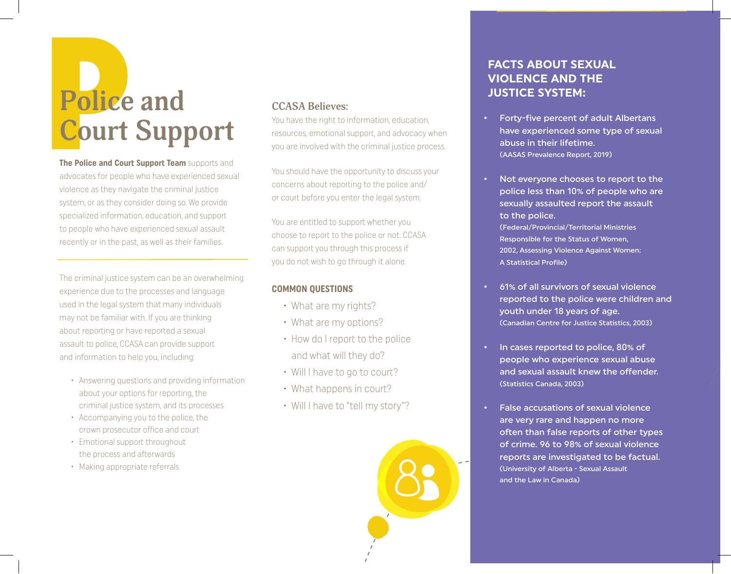# Police and Court Support

**The Police and Court Support Team** supports and advocates for people who have experienced sexual violence as they navigate the criminal justice system, or as they consider doing so. We provide specialized information, education, and support to people who have experienced sexual assault recently or in the past, as well as their families.

The criminal justice system can be an overwhelming experience due to the processes and language used in the legal system that many individuals may not be familiar with. If you are thinking about reporting or have reported a sexual assault to police, CCASA can provide support and information to help you, including:

- Answering questions and providing information about your options for reporting, the criminal justice system, and its processes
- Accompanying you to the police, the crown prosecutor office and court
- Emotional support throughout the process and afterwards
- Making appropriate referrals

## CCASA Believes:

You have the right to information, education, resources, emotional support, and advocacy when you are involved with the criminal justice process.

You should have the opportunity to discuss your concerns about reporting to the police and/or court before you enter the legal system.

You are entitled to support whether you choose to report to the police or not. CCASA can support you through this process if you do not wish to go through it alone.

### COMMON QUESTIONS

- What are my rights?
- What are my options?
- How do I report to the police and what will they do?
- Will I have to go to court?
- What happens in court?
- Will I have to "tell my story"?

## FACTS ABOUT SEXUAL VIOLENCE AND THE JUSTICE SYSTEM:

- Forty-five percent of adult Albertans have experienced some type of sexual abuse in their lifetime.
  (AASAS Prevalence Report, 2019)
- Not everyone chooses to report to the police less than 10% of people who are sexually assaulted report the assault to the police.
  (Federal/Provincial/Territorial Ministries Responsible for the Status of Women, 2002, Assessing Violence Against Women: A Statistical Profile)
- 61% of all survivors of sexual violence reported to the police were children and youth under 18 years of age.
  (Canadian Centre for Justice Statistics, 2003)
- In cases reported to police, 80% of people who experience sexual abuse and sexual assault knew the offender.
  (Statistics Canada, 2003)
- False accusations of sexual violence are very rare and happen no more often than false reports of other types of crime. 96 to 98% of sexual violence reports are investigated to be factual.
  (University of Alberta - Sexual Assault and the Law in Canada)